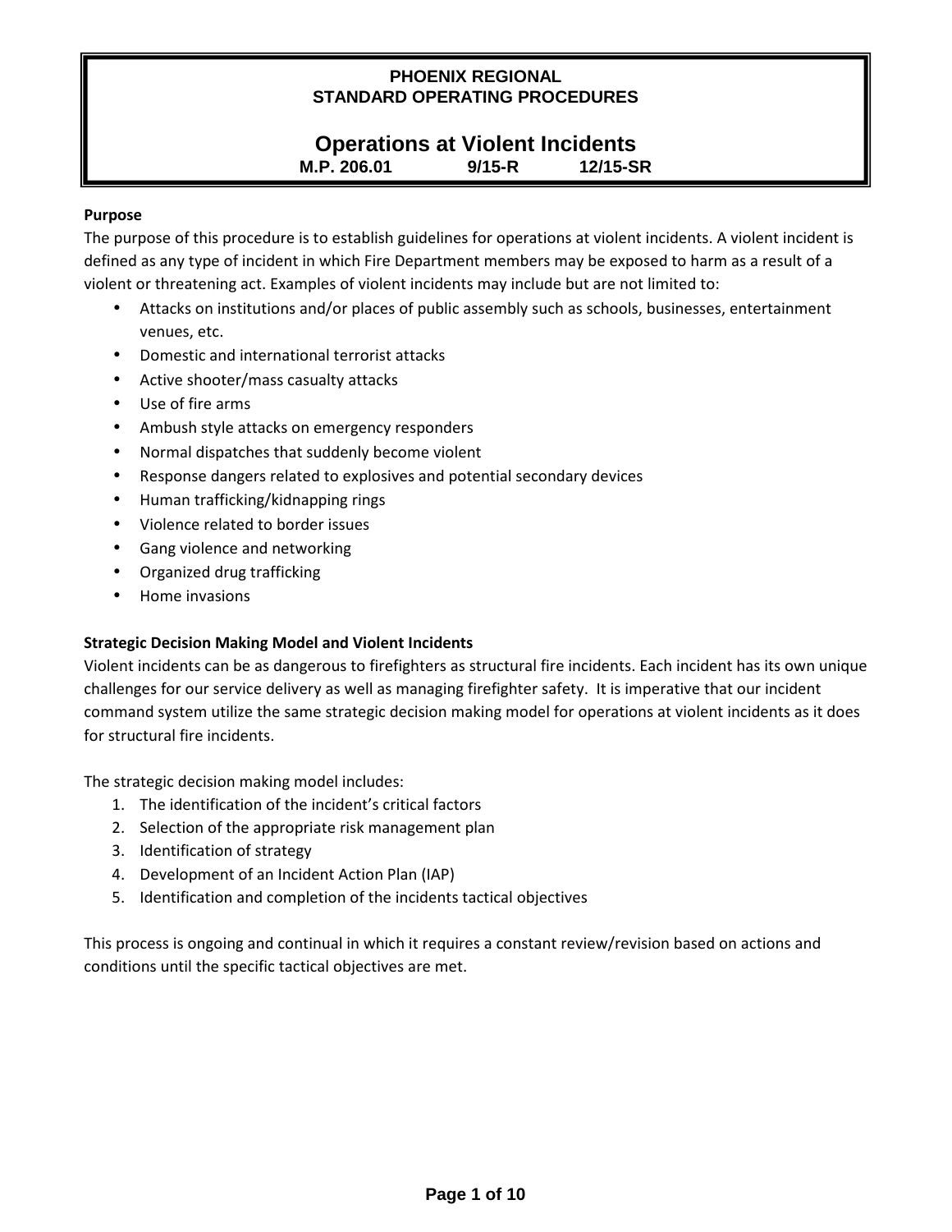**PHOENIX REGIONAL**
**STANDARD OPERATING PROCEDURES**

# Operations at Violent Incidents

**M.P. 206.01 9/15-R 12/15-SR**

**Purpose**

The purpose of this procedure is to establish guidelines for operations at violent incidents. A violent incident is defined as any type of incident in which Fire Department members may be exposed to harm as a result of a violent or threatening act. Examples of violent incidents may include but are not limited to:

- Attacks on institutions and/or places of public assembly such as schools, businesses, entertainment venues, etc.
- Domestic and international terrorist attacks
- Active shooter/mass casualty attacks
- Use of fire arms
- Ambush style attacks on emergency responders
- Normal dispatches that suddenly become violent
- Response dangers related to explosives and potential secondary devices
- Human trafficking/kidnapping rings
- Violence related to border issues
- Gang violence and networking
- Organized drug trafficking
- Home invasions

**Strategic Decision Making Model and Violent Incidents**

Violent incidents can be as dangerous to firefighters as structural fire incidents. Each incident has its own unique challenges for our service delivery as well as managing firefighter safety. It is imperative that our incident command system utilize the same strategic decision making model for operations at violent incidents as it does for structural fire incidents.

The strategic decision making model includes:

1. The identification of the incident's critical factors
2. Selection of the appropriate risk management plan
3. Identification of strategy
4. Development of an Incident Action Plan (IAP)
5. Identification and completion of the incidents tactical objectives

This process is ongoing and continual in which it requires a constant review/revision based on actions and conditions until the specific tactical objectives are met.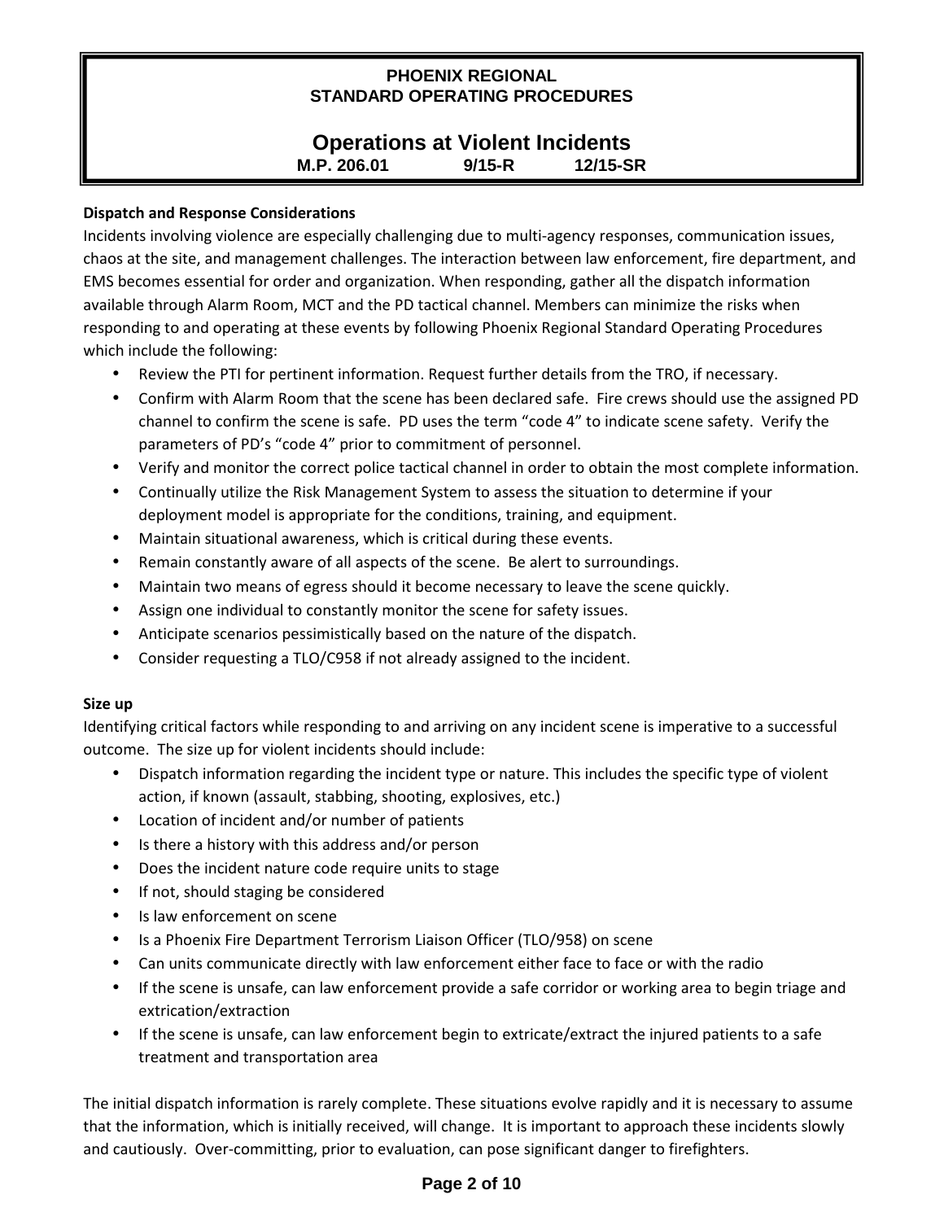**Dispatch and Response Considerations**

Incidents involving violence are especially challenging due to multi-agency responses, communication issues, chaos at the site, and management challenges. The interaction between law enforcement, fire department, and EMS becomes essential for order and organization. When responding, gather all the dispatch information available through Alarm Room, MCT and the PD tactical channel. Members can minimize the risks when responding to and operating at these events by following Phoenix Regional Standard Operating Procedures which include the following:

- Review the PTI for pertinent information. Request further details from the TRO, if necessary.
- Confirm with Alarm Room that the scene has been declared safe. Fire crews should use the assigned PD channel to confirm the scene is safe. PD uses the term "code 4" to indicate scene safety. Verify the parameters of PD's "code 4" prior to commitment of personnel.
- Verify and monitor the correct police tactical channel in order to obtain the most complete information.
- Continually utilize the Risk Management System to assess the situation to determine if your deployment model is appropriate for the conditions, training, and equipment.
- Maintain situational awareness, which is critical during these events.
- Remain constantly aware of all aspects of the scene. Be alert to surroundings.
- Maintain two means of egress should it become necessary to leave the scene quickly.
- Assign one individual to constantly monitor the scene for safety issues.
- Anticipate scenarios pessimistically based on the nature of the dispatch.
- Consider requesting a TLO/C958 if not already assigned to the incident.

**Size up**

Identifying critical factors while responding to and arriving on any incident scene is imperative to a successful outcome. The size up for violent incidents should include:

- Dispatch information regarding the incident type or nature. This includes the specific type of violent action, if known (assault, stabbing, shooting, explosives, etc.)
- Location of incident and/or number of patients
- Is there a history with this address and/or person
- Does the incident nature code require units to stage
- If not, should staging be considered
- Is law enforcement on scene
- Is a Phoenix Fire Department Terrorism Liaison Officer (TLO/958) on scene
- Can units communicate directly with law enforcement either face to face or with the radio
- If the scene is unsafe, can law enforcement provide a safe corridor or working area to begin triage and extrication/extraction
- If the scene is unsafe, can law enforcement begin to extricate/extract the injured patients to a safe treatment and transportation area

The initial dispatch information is rarely complete. These situations evolve rapidly and it is necessary to assume that the information, which is initially received, will change. It is important to approach these incidents slowly and cautiously. Over-committing, prior to evaluation, can pose significant danger to firefighters.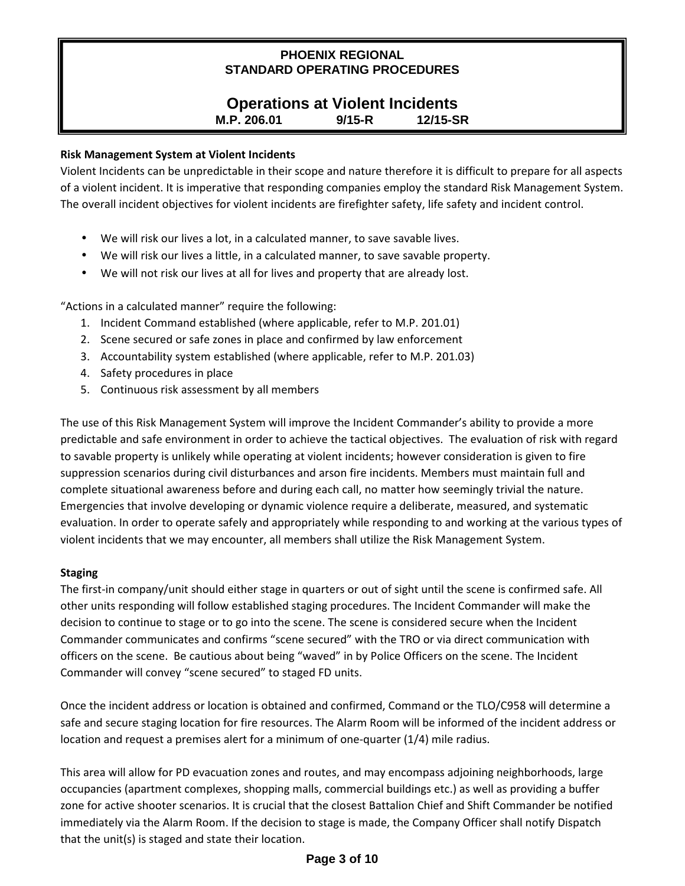**Risk Management System at Violent Incidents**

Violent Incidents can be unpredictable in their scope and nature therefore it is difficult to prepare for all aspects of a violent incident. It is imperative that responding companies employ the standard Risk Management System. The overall incident objectives for violent incidents are firefighter safety, life safety and incident control.

- We will risk our lives a lot, in a calculated manner, to save savable lives.
- We will risk our lives a little, in a calculated manner, to save savable property.
- We will not risk our lives at all for lives and property that are already lost.

"Actions in a calculated manner" require the following:

1. Incident Command established (where applicable, refer to M.P. 201.01)
2. Scene secured or safe zones in place and confirmed by law enforcement
3. Accountability system established (where applicable, refer to M.P. 201.03)
4. Safety procedures in place
5. Continuous risk assessment by all members

The use of this Risk Management System will improve the Incident Commander's ability to provide a more predictable and safe environment in order to achieve the tactical objectives. The evaluation of risk with regard to savable property is unlikely while operating at violent incidents; however consideration is given to fire suppression scenarios during civil disturbances and arson fire incidents. Members must maintain full and complete situational awareness before and during each call, no matter how seemingly trivial the nature. Emergencies that involve developing or dynamic violence require a deliberate, measured, and systematic evaluation. In order to operate safely and appropriately while responding to and working at the various types of violent incidents that we may encounter, all members shall utilize the Risk Management System.

**Staging**

The first-in company/unit should either stage in quarters or out of sight until the scene is confirmed safe. All other units responding will follow established staging procedures. The Incident Commander will make the decision to continue to stage or to go into the scene. The scene is considered secure when the Incident Commander communicates and confirms "scene secured" with the TRO or via direct communication with officers on the scene. Be cautious about being "waved" in by Police Officers on the scene. The Incident Commander will convey "scene secured" to staged FD units.

Once the incident address or location is obtained and confirmed, Command or the TLO/C958 will determine a safe and secure staging location for fire resources. The Alarm Room will be informed of the incident address or location and request a premises alert for a minimum of one-quarter (1/4) mile radius.

This area will allow for PD evacuation zones and routes, and may encompass adjoining neighborhoods, large occupancies (apartment complexes, shopping malls, commercial buildings etc.) as well as providing a buffer zone for active shooter scenarios. It is crucial that the closest Battalion Chief and Shift Commander be notified immediately via the Alarm Room. If the decision to stage is made, the Company Officer shall notify Dispatch that the unit(s) is staged and state their location.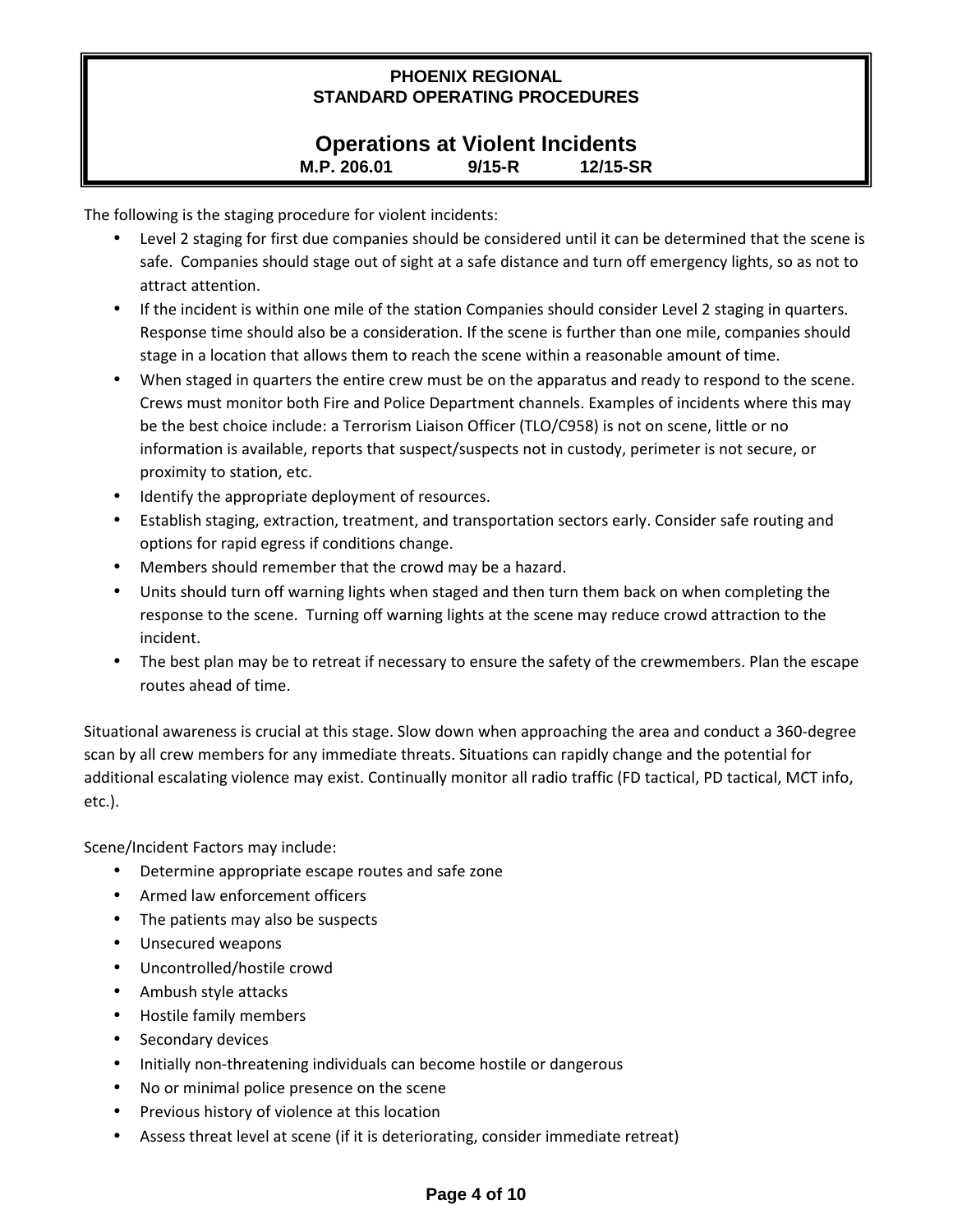The following is the staging procedure for violent incidents:

- Level 2 staging for first due companies should be considered until it can be determined that the scene is safe. Companies should stage out of sight at a safe distance and turn off emergency lights, so as not to attract attention.
- If the incident is within one mile of the station Companies should consider Level 2 staging in quarters. Response time should also be a consideration. If the scene is further than one mile, companies should stage in a location that allows them to reach the scene within a reasonable amount of time.
- When staged in quarters the entire crew must be on the apparatus and ready to respond to the scene. Crews must monitor both Fire and Police Department channels. Examples of incidents where this may be the best choice include: a Terrorism Liaison Officer (TLO/C958) is not on scene, little or no information is available, reports that suspect/suspects not in custody, perimeter is not secure, or proximity to station, etc.
- Identify the appropriate deployment of resources.
- Establish staging, extraction, treatment, and transportation sectors early. Consider safe routing and options for rapid egress if conditions change.
- Members should remember that the crowd may be a hazard.
- Units should turn off warning lights when staged and then turn them back on when completing the response to the scene. Turning off warning lights at the scene may reduce crowd attraction to the incident.
- The best plan may be to retreat if necessary to ensure the safety of the crewmembers. Plan the escape routes ahead of time.

Situational awareness is crucial at this stage. Slow down when approaching the area and conduct a 360-degree scan by all crew members for any immediate threats. Situations can rapidly change and the potential for additional escalating violence may exist. Continually monitor all radio traffic (FD tactical, PD tactical, MCT info, etc.).

Scene/Incident Factors may include:

- Determine appropriate escape routes and safe zone
- Armed law enforcement officers
- The patients may also be suspects
- Unsecured weapons
- Uncontrolled/hostile crowd
- Ambush style attacks
- Hostile family members
- Secondary devices
- Initially non-threatening individuals can become hostile or dangerous
- No or minimal police presence on the scene
- Previous history of violence at this location
- Assess threat level at scene (if it is deteriorating, consider immediate retreat)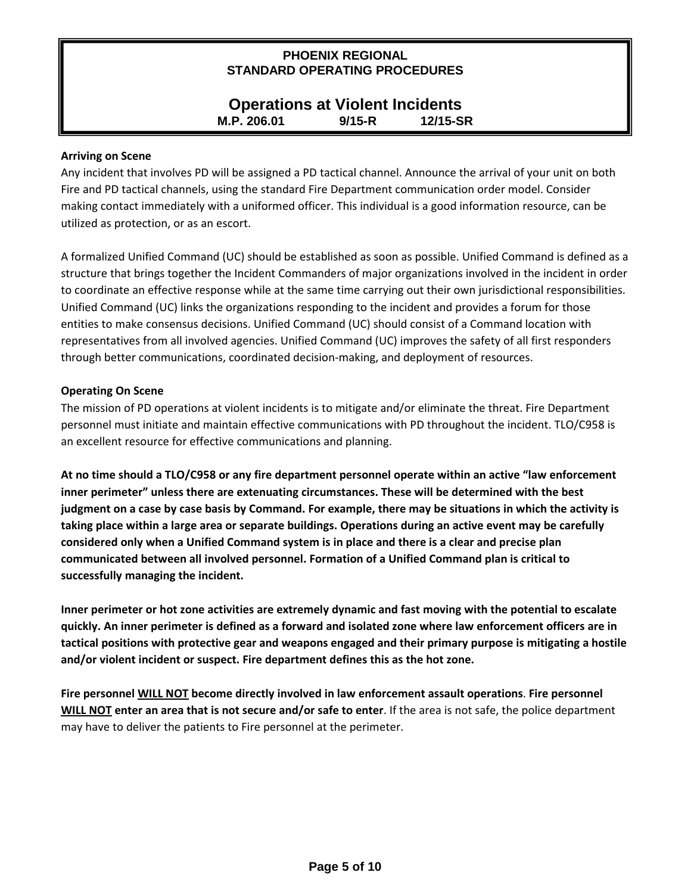**Arriving on Scene**

Any incident that involves PD will be assigned a PD tactical channel. Announce the arrival of your unit on both Fire and PD tactical channels, using the standard Fire Department communication order model. Consider making contact immediately with a uniformed officer. This individual is a good information resource, can be utilized as protection, or as an escort.

A formalized Unified Command (UC) should be established as soon as possible. Unified Command is defined as a structure that brings together the Incident Commanders of major organizations involved in the incident in order to coordinate an effective response while at the same time carrying out their own jurisdictional responsibilities. Unified Command (UC) links the organizations responding to the incident and provides a forum for those entities to make consensus decisions. Unified Command (UC) should consist of a Command location with representatives from all involved agencies. Unified Command (UC) improves the safety of all first responders through better communications, coordinated decision-making, and deployment of resources.

**Operating On Scene**

The mission of PD operations at violent incidents is to mitigate and/or eliminate the threat. Fire Department personnel must initiate and maintain effective communications with PD throughout the incident. TLO/C958 is an excellent resource for effective communications and planning.

**At no time should a TLO/C958 or any fire department personnel operate within an active "law enforcement inner perimeter" unless there are extenuating circumstances. These will be determined with the best judgment on a case by case basis by Command. For example, there may be situations in which the activity is taking place within a large area or separate buildings. Operations during an active event may be carefully considered only when a Unified Command system is in place and there is a clear and precise plan communicated between all involved personnel. Formation of a Unified Command plan is critical to successfully managing the incident.**

**Inner perimeter or hot zone activities are extremely dynamic and fast moving with the potential to escalate quickly. An inner perimeter is defined as a forward and isolated zone where law enforcement officers are in tactical positions with protective gear and weapons engaged and their primary purpose is mitigating a hostile and/or violent incident or suspect. Fire department defines this as the hot zone.**

**Fire personnel <u>WILL NOT</u> become directly involved in law enforcement assault operations**. **Fire personnel <u>WILL NOT</u> enter an area that is not secure and/or safe to enter**. If the area is not safe, the police department may have to deliver the patients to Fire personnel at the perimeter.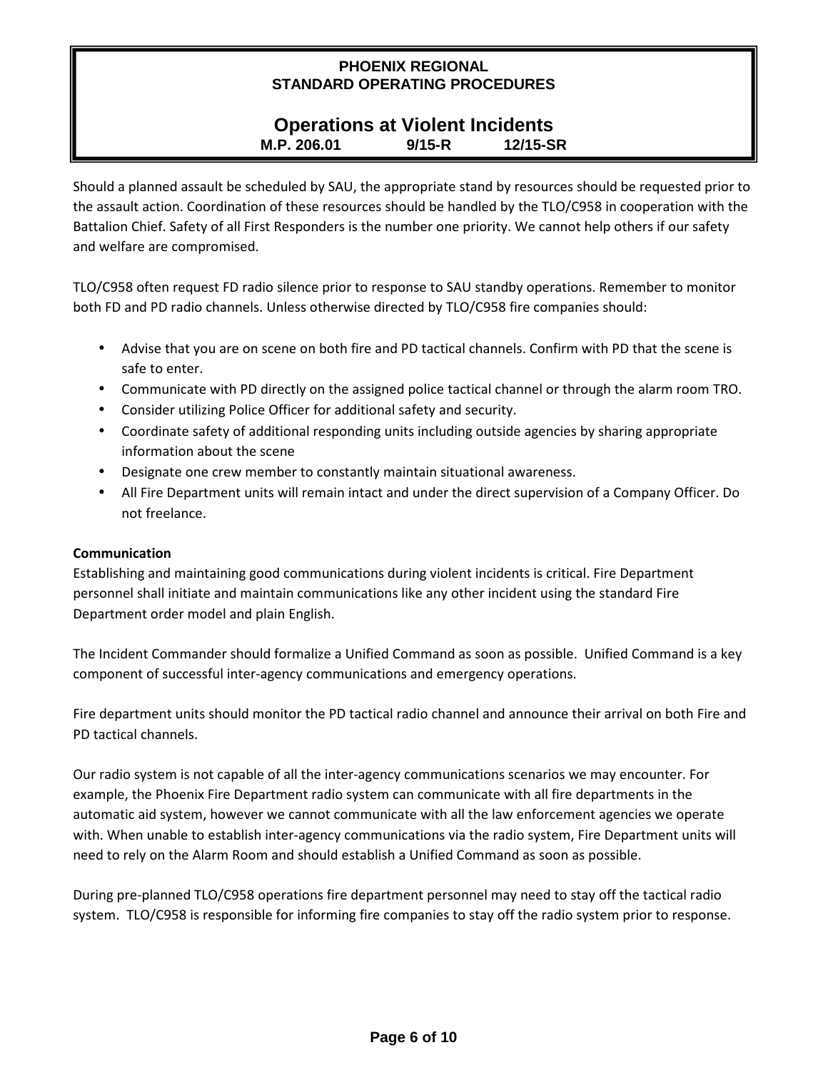Should a planned assault be scheduled by SAU, the appropriate stand by resources should be requested prior to the assault action. Coordination of these resources should be handled by the TLO/C958 in cooperation with the Battalion Chief. Safety of all First Responders is the number one priority. We cannot help others if our safety and welfare are compromised.

TLO/C958 often request FD radio silence prior to response to SAU standby operations. Remember to monitor both FD and PD radio channels. Unless otherwise directed by TLO/C958 fire companies should:

- Advise that you are on scene on both fire and PD tactical channels. Confirm with PD that the scene is safe to enter.
- Communicate with PD directly on the assigned police tactical channel or through the alarm room TRO.
- Consider utilizing Police Officer for additional safety and security.
- Coordinate safety of additional responding units including outside agencies by sharing appropriate information about the scene
- Designate one crew member to constantly maintain situational awareness.
- All Fire Department units will remain intact and under the direct supervision of a Company Officer. Do not freelance.

**Communication**

Establishing and maintaining good communications during violent incidents is critical. Fire Department personnel shall initiate and maintain communications like any other incident using the standard Fire Department order model and plain English.

The Incident Commander should formalize a Unified Command as soon as possible. Unified Command is a key component of successful inter-agency communications and emergency operations.

Fire department units should monitor the PD tactical radio channel and announce their arrival on both Fire and PD tactical channels.

Our radio system is not capable of all the inter-agency communications scenarios we may encounter. For example, the Phoenix Fire Department radio system can communicate with all fire departments in the automatic aid system, however we cannot communicate with all the law enforcement agencies we operate with. When unable to establish inter-agency communications via the radio system, Fire Department units will need to rely on the Alarm Room and should establish a Unified Command as soon as possible.

During pre-planned TLO/C958 operations fire department personnel may need to stay off the tactical radio system. TLO/C958 is responsible for informing fire companies to stay off the radio system prior to response.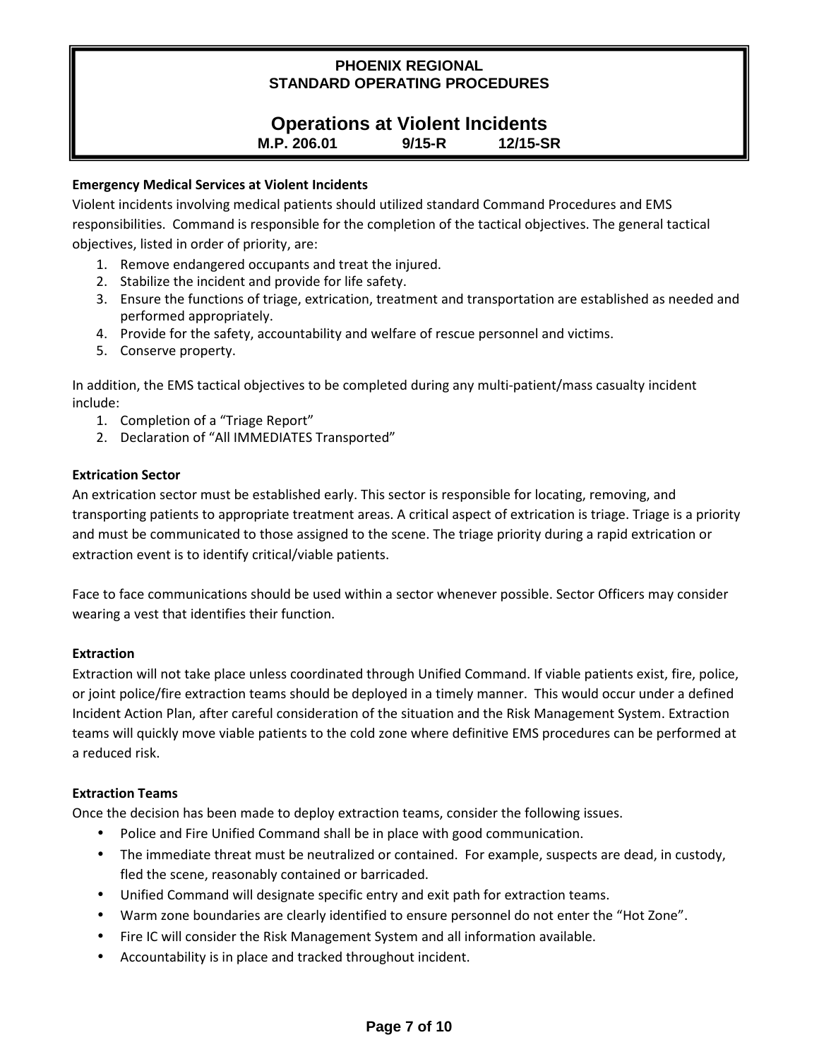**Emergency Medical Services at Violent Incidents**

Violent incidents involving medical patients should utilized standard Command Procedures and EMS responsibilities. Command is responsible for the completion of the tactical objectives. The general tactical objectives, listed in order of priority, are:

1. Remove endangered occupants and treat the injured.
2. Stabilize the incident and provide for life safety.
3. Ensure the functions of triage, extrication, treatment and transportation are established as needed and performed appropriately.
4. Provide for the safety, accountability and welfare of rescue personnel and victims.
5. Conserve property.

In addition, the EMS tactical objectives to be completed during any multi-patient/mass casualty incident include:

1. Completion of a "Triage Report"
2. Declaration of "All IMMEDIATES Transported"

**Extrication Sector**

An extrication sector must be established early. This sector is responsible for locating, removing, and transporting patients to appropriate treatment areas. A critical aspect of extrication is triage. Triage is a priority and must be communicated to those assigned to the scene. The triage priority during a rapid extrication or extraction event is to identify critical/viable patients.

Face to face communications should be used within a sector whenever possible. Sector Officers may consider wearing a vest that identifies their function.

**Extraction**

Extraction will not take place unless coordinated through Unified Command. If viable patients exist, fire, police, or joint police/fire extraction teams should be deployed in a timely manner. This would occur under a defined Incident Action Plan, after careful consideration of the situation and the Risk Management System. Extraction teams will quickly move viable patients to the cold zone where definitive EMS procedures can be performed at a reduced risk.

**Extraction Teams**

Once the decision has been made to deploy extraction teams, consider the following issues.

- Police and Fire Unified Command shall be in place with good communication.
- The immediate threat must be neutralized or contained. For example, suspects are dead, in custody, fled the scene, reasonably contained or barricaded.
- Unified Command will designate specific entry and exit path for extraction teams.
- Warm zone boundaries are clearly identified to ensure personnel do not enter the "Hot Zone".
- Fire IC will consider the Risk Management System and all information available.
- Accountability is in place and tracked throughout incident.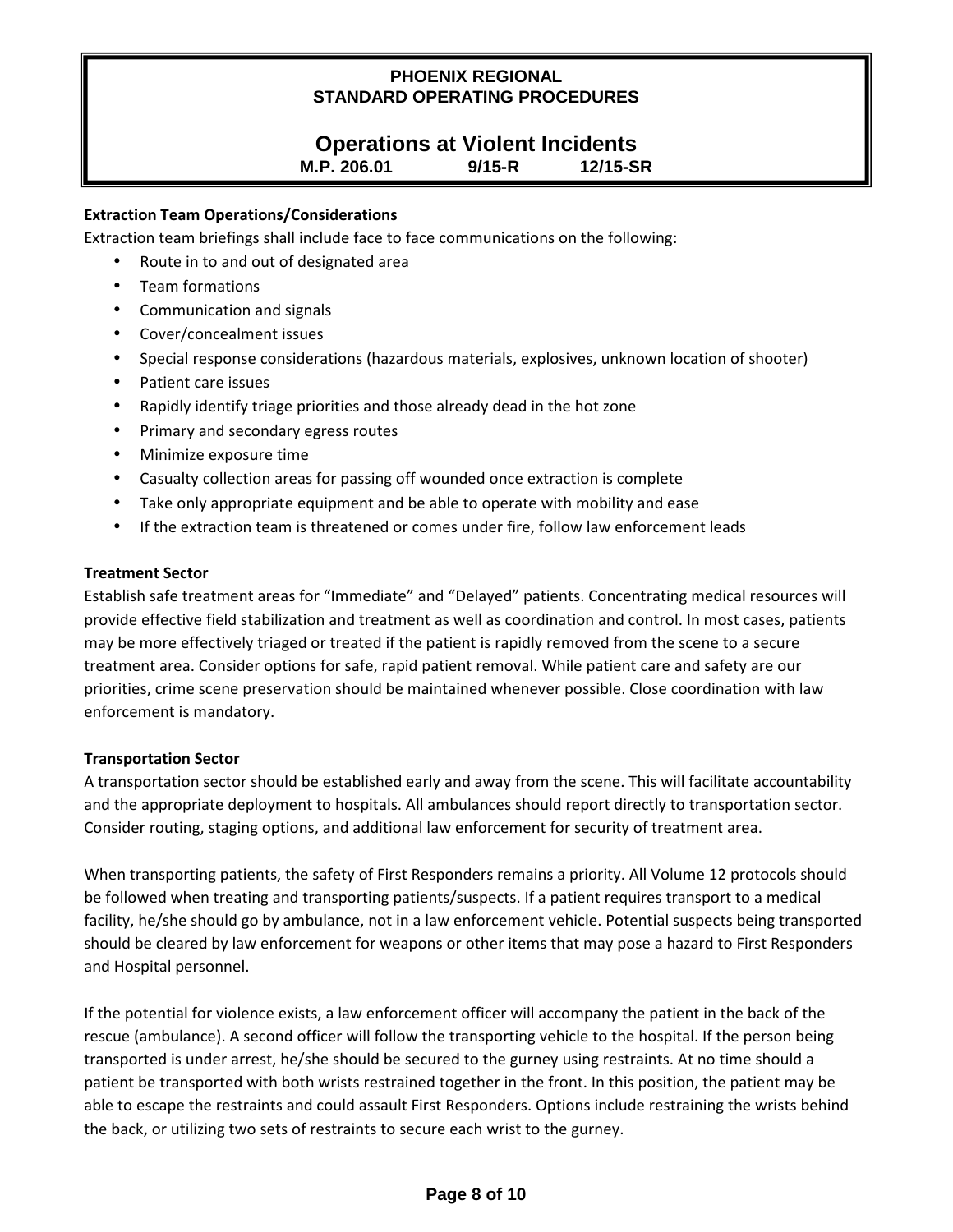**Extraction Team Operations/Considerations**

Extraction team briefings shall include face to face communications on the following:

- Route in to and out of designated area
- Team formations
- Communication and signals
- Cover/concealment issues
- Special response considerations (hazardous materials, explosives, unknown location of shooter)
- Patient care issues
- Rapidly identify triage priorities and those already dead in the hot zone
- Primary and secondary egress routes
- Minimize exposure time
- Casualty collection areas for passing off wounded once extraction is complete
- Take only appropriate equipment and be able to operate with mobility and ease
- If the extraction team is threatened or comes under fire, follow law enforcement leads

**Treatment Sector**

Establish safe treatment areas for "Immediate" and "Delayed" patients. Concentrating medical resources will provide effective field stabilization and treatment as well as coordination and control. In most cases, patients may be more effectively triaged or treated if the patient is rapidly removed from the scene to a secure treatment area. Consider options for safe, rapid patient removal. While patient care and safety are our priorities, crime scene preservation should be maintained whenever possible. Close coordination with law enforcement is mandatory.

**Transportation Sector**

A transportation sector should be established early and away from the scene. This will facilitate accountability and the appropriate deployment to hospitals. All ambulances should report directly to transportation sector. Consider routing, staging options, and additional law enforcement for security of treatment area.

When transporting patients, the safety of First Responders remains a priority. All Volume 12 protocols should be followed when treating and transporting patients/suspects. If a patient requires transport to a medical facility, he/she should go by ambulance, not in a law enforcement vehicle. Potential suspects being transported should be cleared by law enforcement for weapons or other items that may pose a hazard to First Responders and Hospital personnel.

If the potential for violence exists, a law enforcement officer will accompany the patient in the back of the rescue (ambulance). A second officer will follow the transporting vehicle to the hospital. If the person being transported is under arrest, he/she should be secured to the gurney using restraints. At no time should a patient be transported with both wrists restrained together in the front. In this position, the patient may be able to escape the restraints and could assault First Responders. Options include restraining the wrists behind the back, or utilizing two sets of restraints to secure each wrist to the gurney.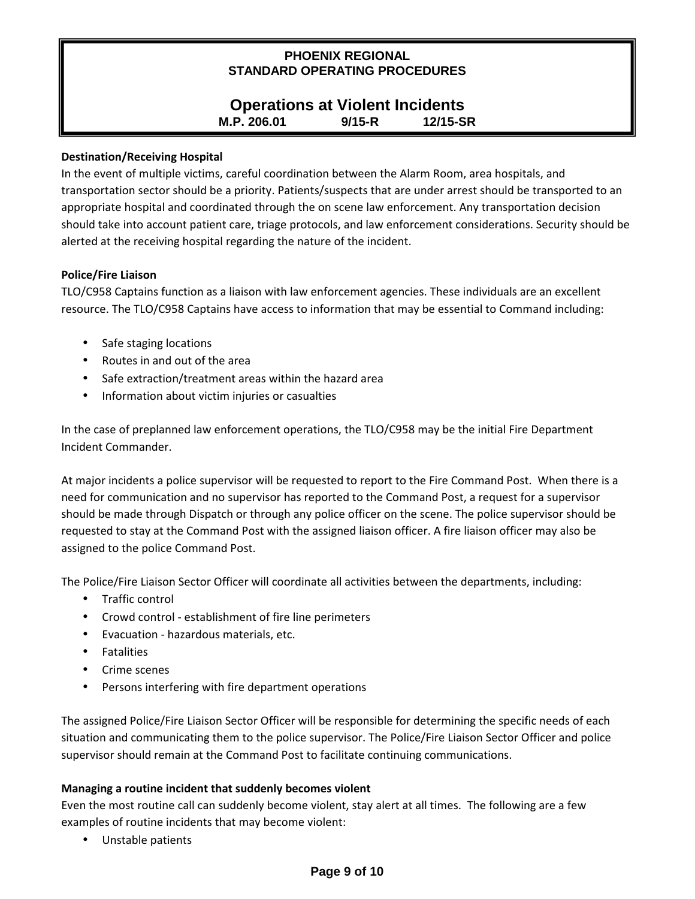**Destination/Receiving Hospital**

In the event of multiple victims, careful coordination between the Alarm Room, area hospitals, and transportation sector should be a priority. Patients/suspects that are under arrest should be transported to an appropriate hospital and coordinated through the on scene law enforcement. Any transportation decision should take into account patient care, triage protocols, and law enforcement considerations. Security should be alerted at the receiving hospital regarding the nature of the incident.

**Police/Fire Liaison**

TLO/C958 Captains function as a liaison with law enforcement agencies. These individuals are an excellent resource. The TLO/C958 Captains have access to information that may be essential to Command including:

- Safe staging locations
- Routes in and out of the area
- Safe extraction/treatment areas within the hazard area
- Information about victim injuries or casualties

In the case of preplanned law enforcement operations, the TLO/C958 may be the initial Fire Department Incident Commander.

At major incidents a police supervisor will be requested to report to the Fire Command Post. When there is a need for communication and no supervisor has reported to the Command Post, a request for a supervisor should be made through Dispatch or through any police officer on the scene. The police supervisor should be requested to stay at the Command Post with the assigned liaison officer. A fire liaison officer may also be assigned to the police Command Post.

The Police/Fire Liaison Sector Officer will coordinate all activities between the departments, including:

- Traffic control
- Crowd control - establishment of fire line perimeters
- Evacuation - hazardous materials, etc.
- Fatalities
- Crime scenes
- Persons interfering with fire department operations

The assigned Police/Fire Liaison Sector Officer will be responsible for determining the specific needs of each situation and communicating them to the police supervisor. The Police/Fire Liaison Sector Officer and police supervisor should remain at the Command Post to facilitate continuing communications.

**Managing a routine incident that suddenly becomes violent**

Even the most routine call can suddenly become violent, stay alert at all times. The following are a few examples of routine incidents that may become violent:

- Unstable patients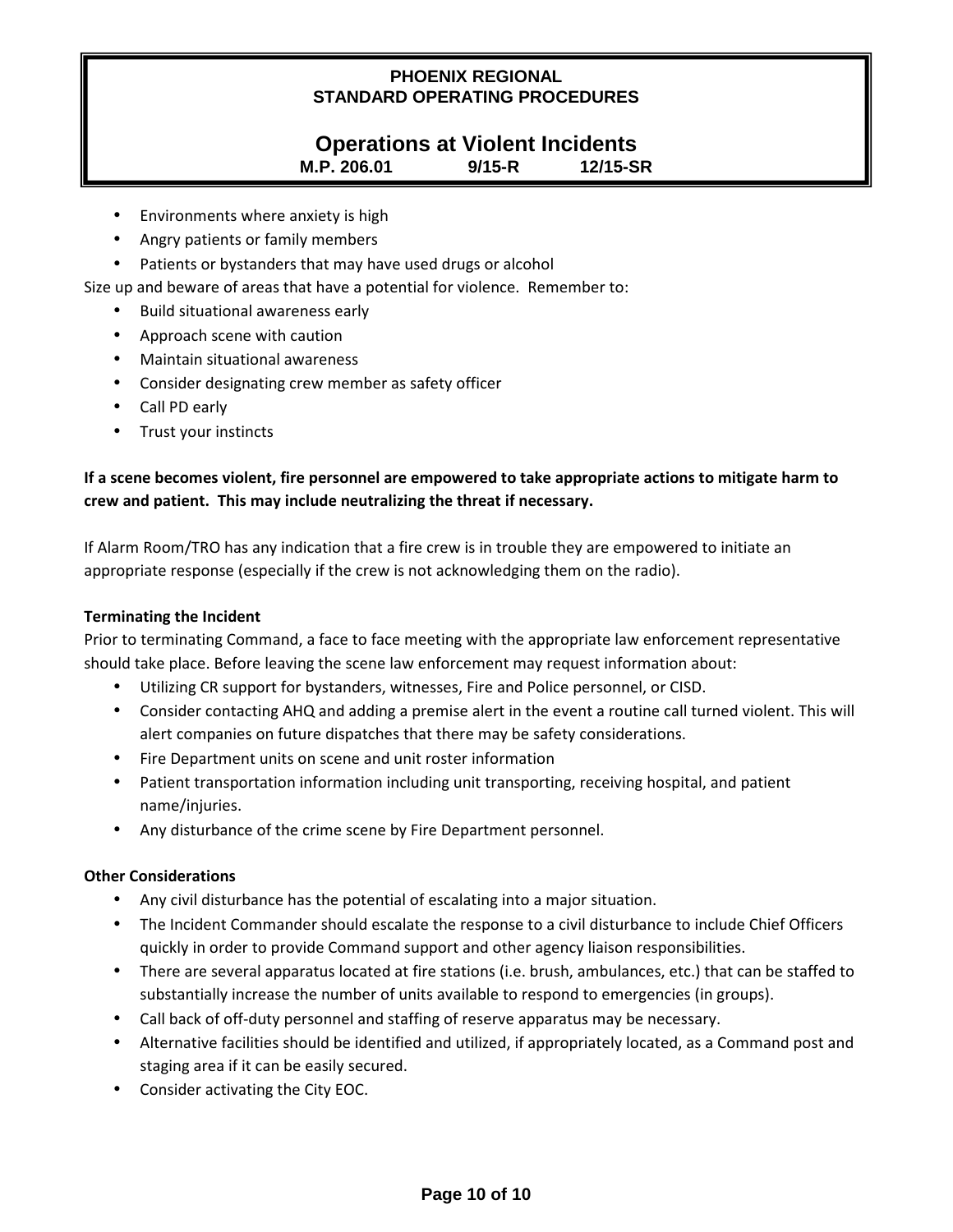- Environments where anxiety is high
- Angry patients or family members
- Patients or bystanders that may have used drugs or alcohol

Size up and beware of areas that have a potential for violence. Remember to:

- Build situational awareness early
- Approach scene with caution
- Maintain situational awareness
- Consider designating crew member as safety officer
- Call PD early
- Trust your instincts

**If a scene becomes violent, fire personnel are empowered to take appropriate actions to mitigate harm to crew and patient. This may include neutralizing the threat if necessary.**

If Alarm Room/TRO has any indication that a fire crew is in trouble they are empowered to initiate an appropriate response (especially if the crew is not acknowledging them on the radio).

**Terminating the Incident**

Prior to terminating Command, a face to face meeting with the appropriate law enforcement representative should take place. Before leaving the scene law enforcement may request information about:

- Utilizing CR support for bystanders, witnesses, Fire and Police personnel, or CISD.
- Consider contacting AHQ and adding a premise alert in the event a routine call turned violent. This will alert companies on future dispatches that there may be safety considerations.
- Fire Department units on scene and unit roster information
- Patient transportation information including unit transporting, receiving hospital, and patient name/injuries.
- Any disturbance of the crime scene by Fire Department personnel.

**Other Considerations**

- Any civil disturbance has the potential of escalating into a major situation.
- The Incident Commander should escalate the response to a civil disturbance to include Chief Officers quickly in order to provide Command support and other agency liaison responsibilities.
- There are several apparatus located at fire stations (i.e. brush, ambulances, etc.) that can be staffed to substantially increase the number of units available to respond to emergencies (in groups).
- Call back of off-duty personnel and staffing of reserve apparatus may be necessary.
- Alternative facilities should be identified and utilized, if appropriately located, as a Command post and staging area if it can be easily secured.
- Consider activating the City EOC.